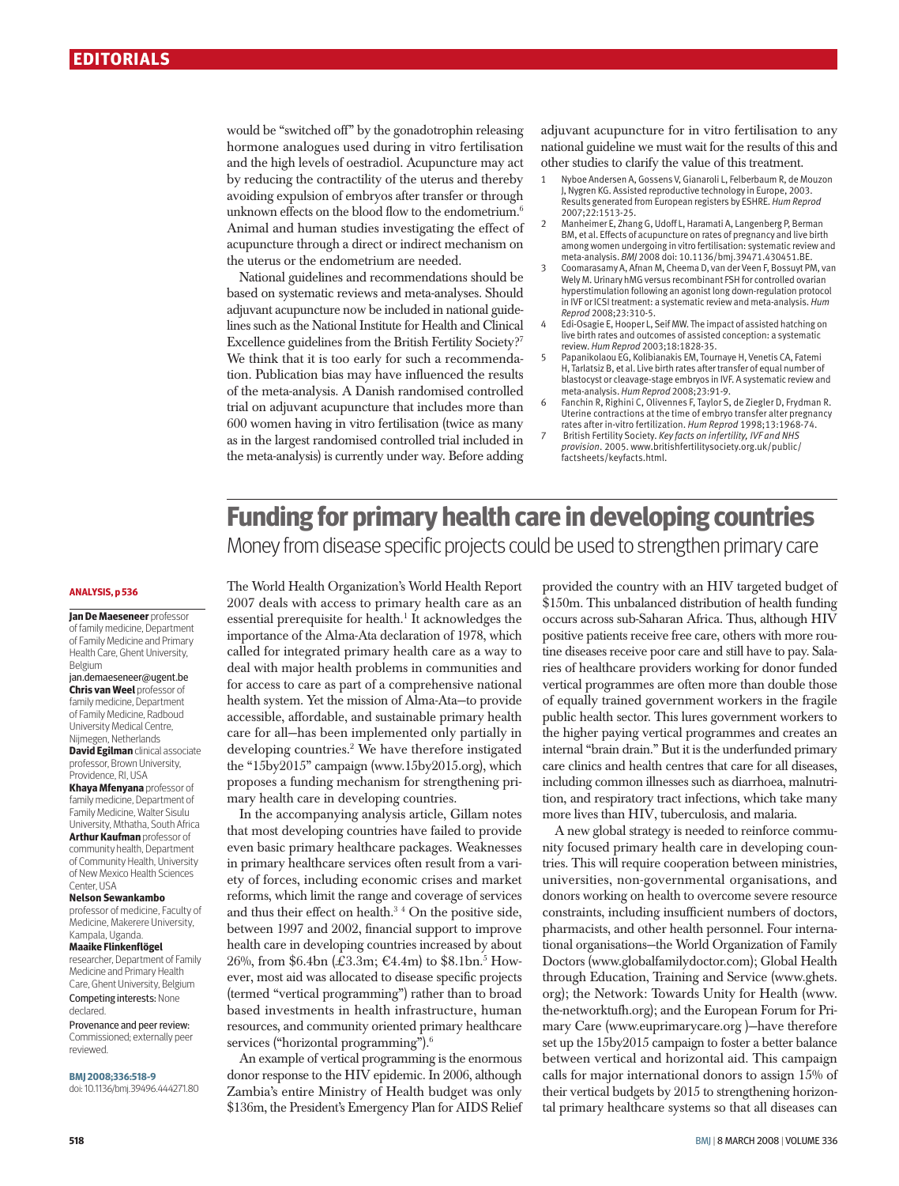would be "switched off" by the gonadotrophin releasing hormone analogues used during in vitro fertilisation and the high levels of oestradiol. Acupuncture may act by reducing the contractility of the uterus and thereby avoiding expulsion of embryos after transfer or through unknown effects on the blood flow to the endometrium.[6] Animal and human studies investigating the effect of acupuncture through a direct or indirect mechanism on the uterus or the endometrium are needed.

National guidelines and recommendations should be based on systematic reviews and meta-analyses. Should adjuvant acupuncture now be included in national guidelines such as the National Institute for Health and Clinical Excellence guidelines from the British Fertility Society?[7] We think that it is too early for such a recommendation. Publication bias may have influenced the results of the meta-analysis. A Danish randomised controlled trial on adjuvant acupuncture that includes more than 600 women having in vitro fertilisation (twice as many as in the largest randomised controlled trial included in the meta-analysis) is currently under way. Before adding adjuvant acupuncture for in vitro fertilisation to any national guideline we must wait for the results of this and other studies to clarify the value of this treatment.

1. Nyboe Andersen A, Gossens V, Gianaroli L, Felberbaum R, de Mouzon J, Nygren KG. Assisted reproductive technology in Europe, 2003. Results generated from European registers by ESHRE. *Hum Reprod* 2007;22:1513-25.
2. Manheimer E, Zhang G, Udoff L, Haramati A, Langenberg P, Berman BM, et al. Effects of acupuncture on rates of pregnancy and live birth among women undergoing in vitro fertilisation: systematic review and meta-analysis. *BMJ* 2008 doi: 10.1136/bmj.39471.430451.BE.
3. Coomarasamy A, Afnan M, Cheema D, van der Veen F, Bossuyt PM, van Wely M. Urinary hMG versus recombinant FSH for controlled ovarian hyperstimulation following an agonist long down-regulation protocol in IVF or ICSI treatment: a systematic review and meta-analysis. *Hum Reprod* 2008;23:310-5.
4. Edi-Osagie E, Hooper L, Seif MW. The impact of assisted hatching on live birth rates and outcomes of assisted conception: a systematic review. *Hum Reprod* 2003;18:1828-35.
5. Papanikolaou EG, Kolibianakis EM, Tournaye H, Venetis CA, Fatemi H, Tarlatsiz B, et al. Live birth rates after transfer of equal number of blastocyst or cleavage-stage embryos in IVF. A systematic review and meta-analysis. *Hum Reprod* 2008;23:91-9.
6. Fanchin R, Righini C, Olivennes F, Taylor S, de Ziegler D, Frydman R. Uterine contractions at the time of embryo transfer alter pregnancy rates after in-vitro fertilization. *Hum Reprod* 1998;13:1968-74.
7. British Fertility Society. *Key facts on infertility, IVF and NHS provision*. 2005. www.britishfertilitysociety.org.uk/public/factsheets/keyfacts.html.

# Funding for primary health care in developing countries

## Money from disease specific projects could be used to strengthen primary care

**ANALYSIS, p 536**

**Jan De Maeseneer** professor of family medicine, Department of Family Medicine and Primary Health Care, Ghent University, Belgium
jan.demaeseneer@ugent.be
**Chris van Weel** professor of family medicine, Department of Family Medicine, Radboud University Medical Centre, Nijmegen, Netherlands
**David Egilman** clinical associate professor, Brown University, Providence, RI, USA
**Khaya Mfenyana** professor of family medicine, Department of Family Medicine, Walter Sisulu University, Mthatha, South Africa
**Arthur Kaufman** professor of community health, Department of Community Health, University of New Mexico Health Sciences Center, USA
**Nelson Sewankambo** professor of medicine, Faculty of Medicine, Makerere University, Kampala, Uganda.
**Maaike Flinkenflögel** researcher, Department of Family Medicine and Primary Health Care, Ghent University, Belgium

Competing interests: None declared.

Provenance and peer review: Commissioned; externally peer reviewed.

**BMJ 2008;336:518-9**
doi: 10.1136/bmj.39496.444271.80

The World Health Organization's World Health Report 2007 deals with access to primary health care as an essential prerequisite for health.[1] It acknowledges the importance of the Alma-Ata declaration of 1978, which called for integrated primary health care as a way to deal with major health problems in communities and for access to care as part of a comprehensive national health system. Yet the mission of Alma-Ata—to provide accessible, affordable, and sustainable primary health care for all—has been implemented only partially in developing countries.[2] We have therefore instigated the "15by2015" campaign (www.15by2015.org), which proposes a funding mechanism for strengthening primary health care in developing countries.

In the accompanying analysis article, Gillam notes that most developing countries have failed to provide even basic primary healthcare packages. Weaknesses in primary healthcare services often result from a variety of forces, including economic crises and market reforms, which limit the range and coverage of services and thus their effect on health.[3 4] On the positive side, between 1997 and 2002, financial support to improve health care in developing countries increased by about 26%, from $6.4bn (£3.3m; €4.4m) to $8.1bn.[5] However, most aid was allocated to disease specific projects (termed "vertical programming") rather than to broad based investments in health infrastructure, human resources, and community oriented primary healthcare services ("horizontal programming").[6]

An example of vertical programming is the enormous donor response to the HIV epidemic. In 2006, although Zambia's entire Ministry of Health budget was only $136m, the President's Emergency Plan for AIDS Relief provided the country with an HIV targeted budget of $150m. This unbalanced distribution of health funding occurs across sub-Saharan Africa. Thus, although HIV positive patients receive free care, others with more routine diseases receive poor care and still have to pay. Salaries of healthcare providers working for donor funded vertical programmes are often more than double those of equally trained government workers in the fragile public health sector. This lures government workers to the higher paying vertical programmes and creates an internal "brain drain." But it is the underfunded primary care clinics and health centres that care for all diseases, including common illnesses such as diarrhoea, malnutrition, and respiratory tract infections, which take many more lives than HIV, tuberculosis, and malaria.

A new global strategy is needed to reinforce community focused primary health care in developing countries. This will require cooperation between ministries, universities, non-governmental organisations, and donors working on health to overcome severe resource constraints, including insufficient numbers of doctors, pharmacists, and other health personnel. Four international organisations—the World Organization of Family Doctors (www.globalfamilydoctor.com); Global Health through Education, Training and Service (www.ghets.org); the Network: Towards Unity for Health (www.the-networktufh.org); and the European Forum for Primary Care (www.euprimarycare.org )—have therefore set up the 15by2015 campaign to foster a better balance between vertical and horizontal aid. This campaign calls for major international donors to assign 15% of their vertical budgets by 2015 to strengthening horizontal primary healthcare systems so that all diseases can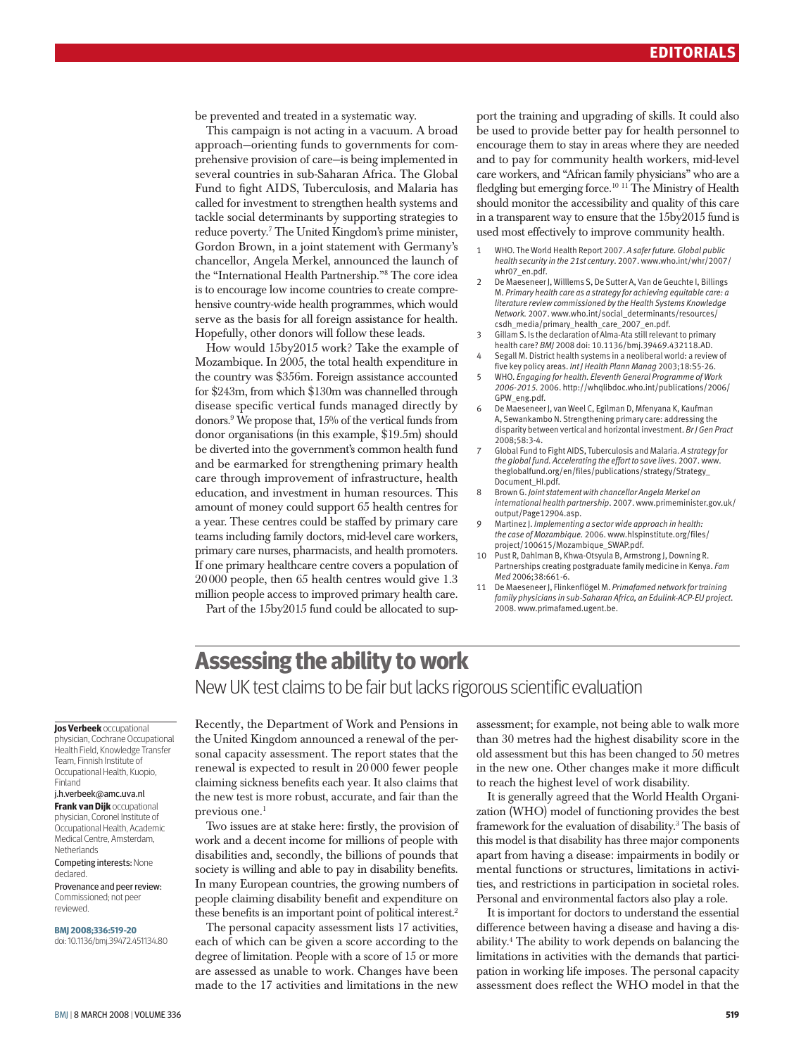be prevented and treated in a systematic way.

This campaign is not acting in a vacuum. A broad approach—orienting funds to governments for comprehensive provision of care—is being implemented in several countries in sub-Saharan Africa. The Global Fund to fight AIDS, Tuberculosis, and Malaria has called for investment to strengthen health systems and tackle social determinants by supporting strategies to reduce poverty.[7] The United Kingdom's prime minister, Gordon Brown, in a joint statement with Germany's chancellor, Angela Merkel, announced the launch of the "International Health Partnership."[8] The core idea is to encourage low income countries to create comprehensive country-wide health programmes, which would serve as the basis for all foreign assistance for health. Hopefully, other donors will follow these leads.

How would 15by2015 work? Take the example of Mozambique. In 2005, the total health expenditure in the country was \$356m. Foreign assistance accounted for \$243m, from which \$130m was channelled through disease specific vertical funds managed directly by donors.[9] We propose that, 15% of the vertical funds from donor organisations (in this example, \$19.5m) should be diverted into the government's common health fund and be earmarked for strengthening primary health care through improvement of infrastructure, health education, and investment in human resources. This amount of money could support 65 health centres for a year. These centres could be staffed by primary care teams including family doctors, mid-level care workers, primary care nurses, pharmacists, and health promoters. If one primary healthcare centre covers a population of 20 000 people, then 65 health centres would give 1.3 million people access to improved primary health care.

Part of the 15by2015 fund could be allocated to support the training and upgrading of skills. It could also be used to provide better pay for health personnel to encourage them to stay in areas where they are needed and to pay for community health workers, mid-level care workers, and "African family physicians" who are a fledgling but emerging force.[10 11] The Ministry of Health should monitor the accessibility and quality of this care in a transparent way to ensure that the 15by2015 fund is used most effectively to improve community health.

1. WHO. The World Health Report 2007. *A safer future. Global public health security in the 21st century*. 2007. www.who.int/whr/2007/whr07_en.pdf.
2. De Maeseneer J, Willlems S, De Sutter A, Van de Geuchte I, Billings M. *Primary health care as a strategy for achieving equitable care: a literature review commissioned by the Health Systems Knowledge Network.* 2007. www.who.int/social_determinants/resources/csdh_media/primary_health_care_2007_en.pdf.
3. Gillam S. Is the declaration of Alma-Ata still relevant to primary health care? *BMJ* 2008 doi: 10.1136/bmj.39469.432118.AD.
4. Segall M. District health systems in a neoliberal world: a review of five key policy areas. *Int J Health Plann Manag* 2003;18:S5-26.
5. WHO. *Engaging for health. Eleventh General Programme of Work 2006-2015.* 2006. http://whqlibdoc.who.int/publications/2006/GPW_eng.pdf.
6. De Maeseneer J, van Weel C, Egilman D, Mfenyana K, Kaufman A, Sewankambo N. Strengthening primary care: addressing the disparity between vertical and horizontal investment. *Br J Gen Pract* 2008;58:3-4.
7. Global Fund to Fight AIDS, Tuberculosis and Malaria. *A strategy for the global fund. Accelerating the effort to save lives.* 2007. www.theglobalfund.org/en/files/publications/strategy/Strategy_Document_HI.pdf.
8. Brown G. *Joint statement with chancellor Angela Merkel on international health partnership.* 2007. www.primeminister.gov.uk/output/Page12904.asp.
9. Martinez J. *Implementing a sector wide approach in health: the case of Mozambique.* 2006. www.hlspinstitute.org/files/project/100615/Mozambique_SWAP.pdf.
10. Pust R, Dahlman B, Khwa-Otsyula B, Armstrong J, Downing R. Partnerships creating postgraduate family medicine in Kenya. *Fam Med* 2006;38:661-6.
11. De Maeseneer J, Flinkenflögel M. *Primafamed network for training family physicians in sub-Saharan Africa, an Edulink-ACP-EU project.* 2008. www.primafamed.ugent.be.

# Assessing the ability to work

## New UK test claims to be fair but lacks rigorous scientific evaluation

**Jos Verbeek** occupational physician, Cochrane Occupational Health Field, Knowledge Transfer Team, Finnish Institute of Occupational Health, Kuopio, Finland
j.h.verbeek@amc.uva.nl

**Frank van Dijk** occupational physician, Coronel Institute of Occupational Health, Academic Medical Centre, Amsterdam, Netherlands

Competing interests: None declared.

Provenance and peer review: Commissioned; not peer reviewed.

**BMJ 2008;336:519-20**
doi: 10.1136/bmj.39472.451134.80

Recently, the Department of Work and Pensions in the United Kingdom announced a renewal of the personal capacity assessment. The report states that the renewal is expected to result in 20 000 fewer people claiming sickness benefits each year. It also claims that the new test is more robust, accurate, and fair than the previous one.[1]

Two issues are at stake here: firstly, the provision of work and a decent income for millions of people with disabilities and, secondly, the billions of pounds that society is willing and able to pay in disability benefits. In many European countries, the growing numbers of people claiming disability benefit and expenditure on these benefits is an important point of political interest.[2]

The personal capacity assessment lists 17 activities, each of which can be given a score according to the degree of limitation. People with a score of 15 or more are assessed as unable to work. Changes have been made to the 17 activities and limitations in the new assessment; for example, not being able to walk more than 30 metres had the highest disability score in the old assessment but this has been changed to 50 metres in the new one. Other changes make it more difficult to reach the highest level of work disability.

It is generally agreed that the World Health Organization (WHO) model of functioning provides the best framework for the evaluation of disability.[3] The basis of this model is that disability has three major components apart from having a disease: impairments in bodily or mental functions or structures, limitations in activities, and restrictions in participation in societal roles. Personal and environmental factors also play a role.

It is important for doctors to understand the essential difference between having a disease and having a disability.[4] The ability to work depends on balancing the limitations in activities with the demands that participation in working life imposes. The personal capacity assessment does reflect the WHO model in that the